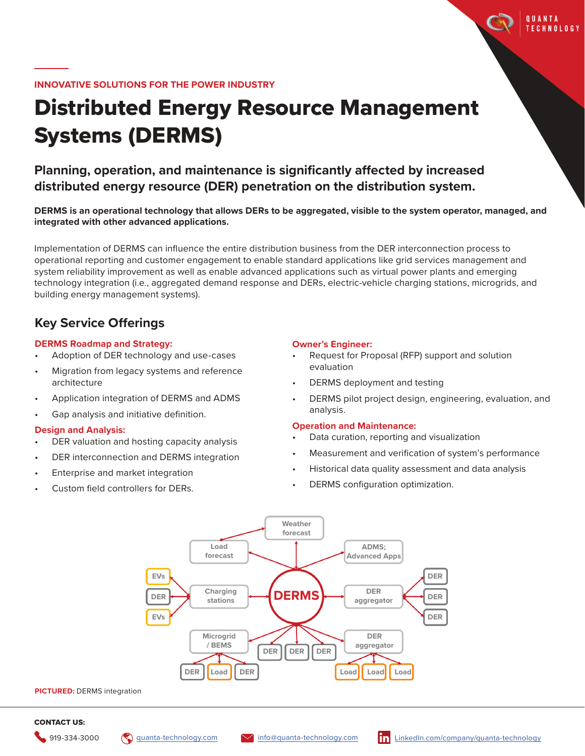INNOVATIVE SOLUTIONS FOR THE POWER INDUSTRY

# Distributed Energy Resource Management Systems (DERMS)

## Planning, operation, and maintenance is significantly affected by increased distributed energy resource (DER) penetration on the distribution system.

**DERMS is an operational technology that allows DERs to be aggregated, visible to the system operator, managed, and integrated with other advanced applications.**

Implementation of DERMS can influence the entire distribution business from the DER interconnection process to operational reporting and customer engagement to enable standard applications like grid services management and system reliability improvement as well as enable advanced applications such as virtual power plants and emerging technology integration (i.e., aggregated demand response and DERs, electric-vehicle charging stations, microgrids, and building energy management systems).

## Key Service Offerings

**DERMS Roadmap and Strategy:**

- Adoption of DER technology and use-cases
- Migration from legacy systems and reference architecture
- Application integration of DERMS and ADMS
- Gap analysis and initiative definition.

**Design and Analysis:**

- DER valuation and hosting capacity analysis
- DER interconnection and DERMS integration
- Enterprise and market integration
- Custom field controllers for DERs.

**Owner's Engineer:**

- Request for Proposal (RFP) support and solution evaluation
- DERMS deployment and testing
- DERMS pilot project design, engineering, evaluation, and analysis.

**Operation and Maintenance:**

- Data curation, reporting and visualization
- Measurement and verification of system's performance
- Historical data quality assessment and data analysis
- DERMS configuration optimization.

**PICTURED:** DERMS integration

**CONTACT US:**

919-334-3000 | quanta-technology.com | info@quanta-technology.com | LinkedIn.com/company/quanta-technology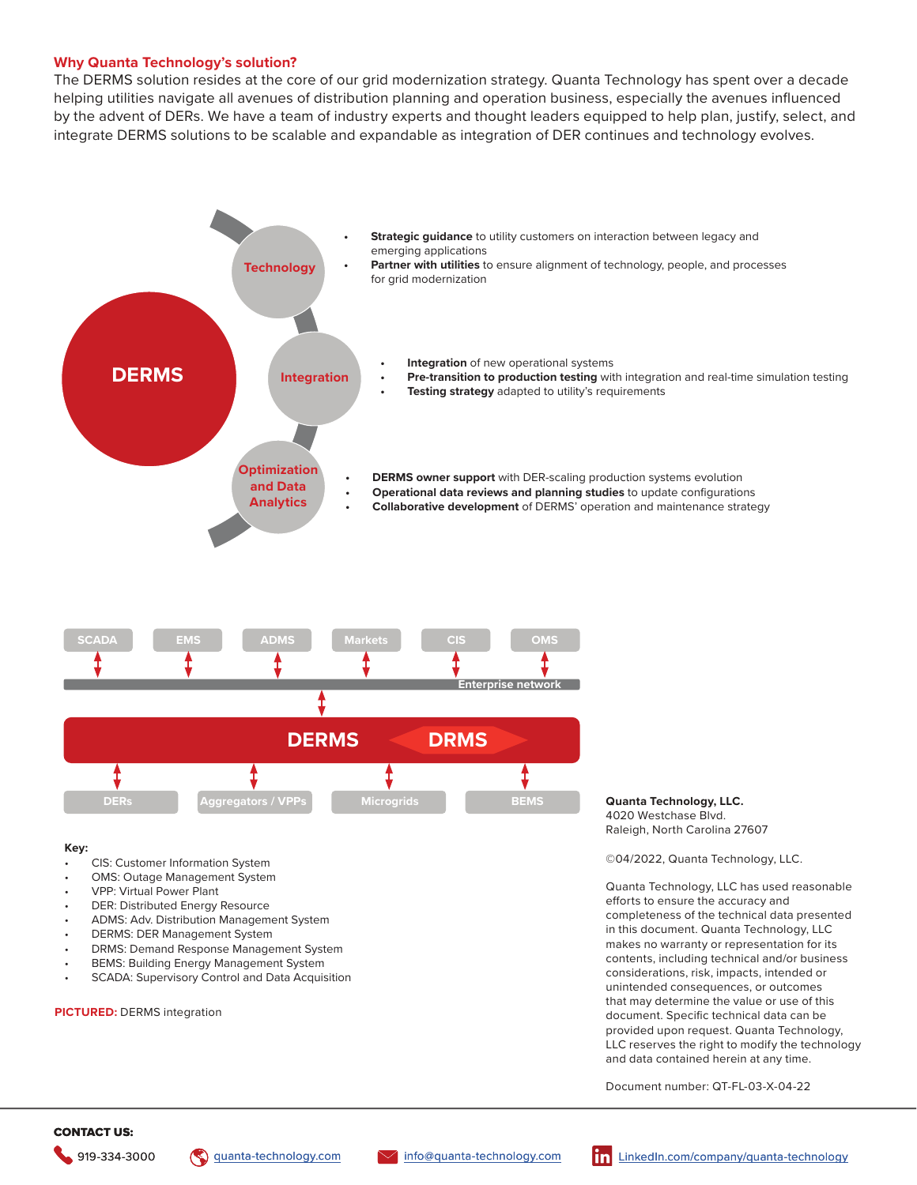## Why Quanta Technology's solution?

The DERMS solution resides at the core of our grid modernization strategy. Quanta Technology has spent over a decade helping utilities navigate all avenues of distribution planning and operation business, especially the avenues influenced by the advent of DERs. We have a team of industry experts and thought leaders equipped to help plan, justify, select, and integrate DERMS solutions to be scalable and expandable as integration of DER continues and technology evolves.

DERMS

Technology

- **Strategic guidance** to utility customers on interaction between legacy and emerging applications
- **Partner with utilities** to ensure alignment of technology, people, and processes for grid modernization

Integration

- **Integration** of new operational systems
- **Pre-transition to production testing** with integration and real-time simulation testing
- **Testing strategy** adapted to utility's requirements

Optimization and Data Analytics

- **DERMS owner support** with DER-scaling production systems evolution
- **Operational data reviews and planning studies** to update configurations
- **Collaborative development** of DERMS' operation and maintenance strategy

SCADA
EMS
ADMS
Markets
CIS
OMS
Enterprise network
DERMS
DRMS
DERs
Aggregators / VPPs
Microgrids
BEMS

**Key:**

- CIS: Customer Information System
- OMS: Outage Management System
- VPP: Virtual Power Plant
- DER: Distributed Energy Resource
- ADMS: Adv. Distribution Management System
- DERMS: DER Management System
- DRMS: Demand Response Management System
- BEMS: Building Energy Management System
- SCADA: Supervisory Control and Data Acquisition

**PICTURED:** DERMS integration

**Quanta Technology, LLC.**
4020 Westchase Blvd.
Raleigh, North Carolina 27607

©04/2022, Quanta Technology, LLC.

Quanta Technology, LLC has used reasonable efforts to ensure the accuracy and completeness of the technical data presented in this document. Quanta Technology, LLC makes no warranty or representation for its contents, including technical and/or business considerations, risk, impacts, intended or unintended consequences, or outcomes that may determine the value or use of this document. Specific technical data can be provided upon request. Quanta Technology, LLC reserves the right to modify the technology and data contained herein at any time.

Document number: QT-FL-03-X-04-22

**CONTACT US:**

919-334-3000 | quanta-technology.com | info@quanta-technology.com | LinkedIn.com/company/quanta-technology